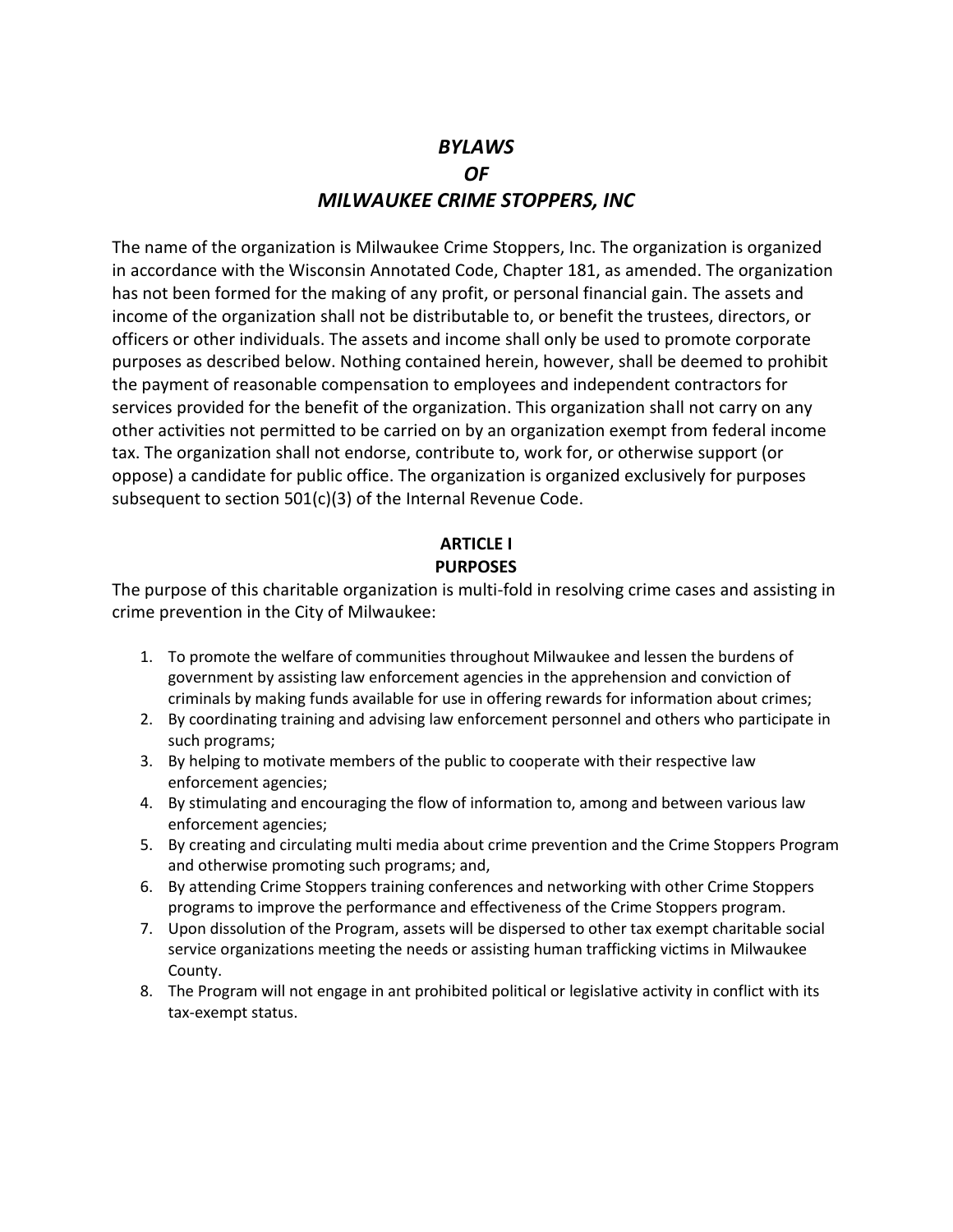# *BYLAWS*
# *OF*
# *MILWAUKEE CRIME STOPPERS, INC*

The name of the organization is Milwaukee Crime Stoppers, Inc. The organization is organized in accordance with the Wisconsin Annotated Code, Chapter 181, as amended. The organization has not been formed for the making of any profit, or personal financial gain. The assets and income of the organization shall not be distributable to, or benefit the trustees, directors, or officers or other individuals. The assets and income shall only be used to promote corporate purposes as described below. Nothing contained herein, however, shall be deemed to prohibit the payment of reasonable compensation to employees and independent contractors for services provided for the benefit of the organization. This organization shall not carry on any other activities not permitted to be carried on by an organization exempt from federal income tax. The organization shall not endorse, contribute to, work for, or otherwise support (or oppose) a candidate for public office. The organization is organized exclusively for purposes subsequent to section 501(c)(3) of the Internal Revenue Code.

## ARTICLE I
## PURPOSES

The purpose of this charitable organization is multi-fold in resolving crime cases and assisting in crime prevention in the City of Milwaukee:

1. To promote the welfare of communities throughout Milwaukee and lessen the burdens of government by assisting law enforcement agencies in the apprehension and conviction of criminals by making funds available for use in offering rewards for information about crimes;
2. By coordinating training and advising law enforcement personnel and others who participate in such programs;
3. By helping to motivate members of the public to cooperate with their respective law enforcement agencies;
4. By stimulating and encouraging the flow of information to, among and between various law enforcement agencies;
5. By creating and circulating multi media about crime prevention and the Crime Stoppers Program and otherwise promoting such programs; and,
6. By attending Crime Stoppers training conferences and networking with other Crime Stoppers programs to improve the performance and effectiveness of the Crime Stoppers program.
7. Upon dissolution of the Program, assets will be dispersed to other tax exempt charitable social service organizations meeting the needs or assisting human trafficking victims in Milwaukee County.
8. The Program will not engage in ant prohibited political or legislative activity in conflict with its tax-exempt status.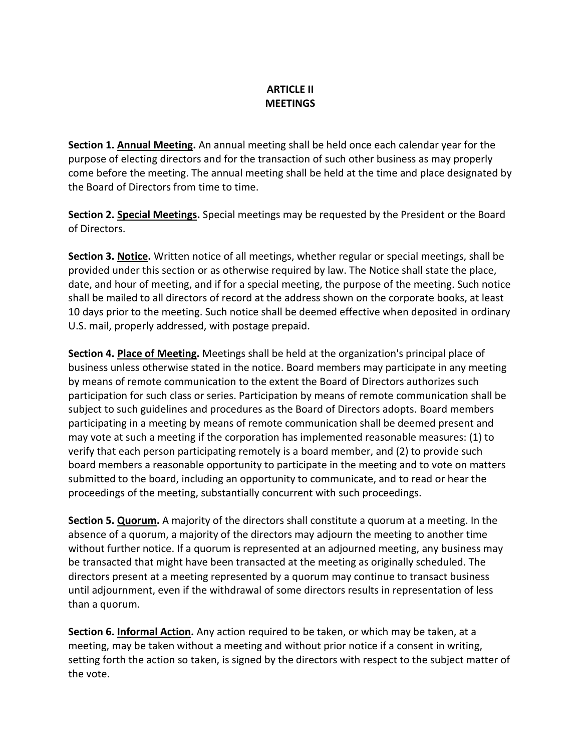# ARTICLE II
# MEETINGS

**Section 1. <u>Annual Meeting</u>.** An annual meeting shall be held once each calendar year for the purpose of electing directors and for the transaction of such other business as may properly come before the meeting. The annual meeting shall be held at the time and place designated by the Board of Directors from time to time.

**Section 2. <u>Special Meetings</u>.** Special meetings may be requested by the President or the Board of Directors.

**Section 3. <u>Notice</u>.** Written notice of all meetings, whether regular or special meetings, shall be provided under this section or as otherwise required by law. The Notice shall state the place, date, and hour of meeting, and if for a special meeting, the purpose of the meeting. Such notice shall be mailed to all directors of record at the address shown on the corporate books, at least 10 days prior to the meeting. Such notice shall be deemed effective when deposited in ordinary U.S. mail, properly addressed, with postage prepaid.

**Section 4. <u>Place of Meeting</u>.** Meetings shall be held at the organization's principal place of business unless otherwise stated in the notice. Board members may participate in any meeting by means of remote communication to the extent the Board of Directors authorizes such participation for such class or series. Participation by means of remote communication shall be subject to such guidelines and procedures as the Board of Directors adopts. Board members participating in a meeting by means of remote communication shall be deemed present and may vote at such a meeting if the corporation has implemented reasonable measures: (1) to verify that each person participating remotely is a board member, and (2) to provide such board members a reasonable opportunity to participate in the meeting and to vote on matters submitted to the board, including an opportunity to communicate, and to read or hear the proceedings of the meeting, substantially concurrent with such proceedings.

**Section 5. <u>Quorum</u>.** A majority of the directors shall constitute a quorum at a meeting. In the absence of a quorum, a majority of the directors may adjourn the meeting to another time without further notice. If a quorum is represented at an adjourned meeting, any business may be transacted that might have been transacted at the meeting as originally scheduled. The directors present at a meeting represented by a quorum may continue to transact business until adjournment, even if the withdrawal of some directors results in representation of less than a quorum.

**Section 6. <u>Informal Action</u>.** Any action required to be taken, or which may be taken, at a meeting, may be taken without a meeting and without prior notice if a consent in writing, setting forth the action so taken, is signed by the directors with respect to the subject matter of the vote.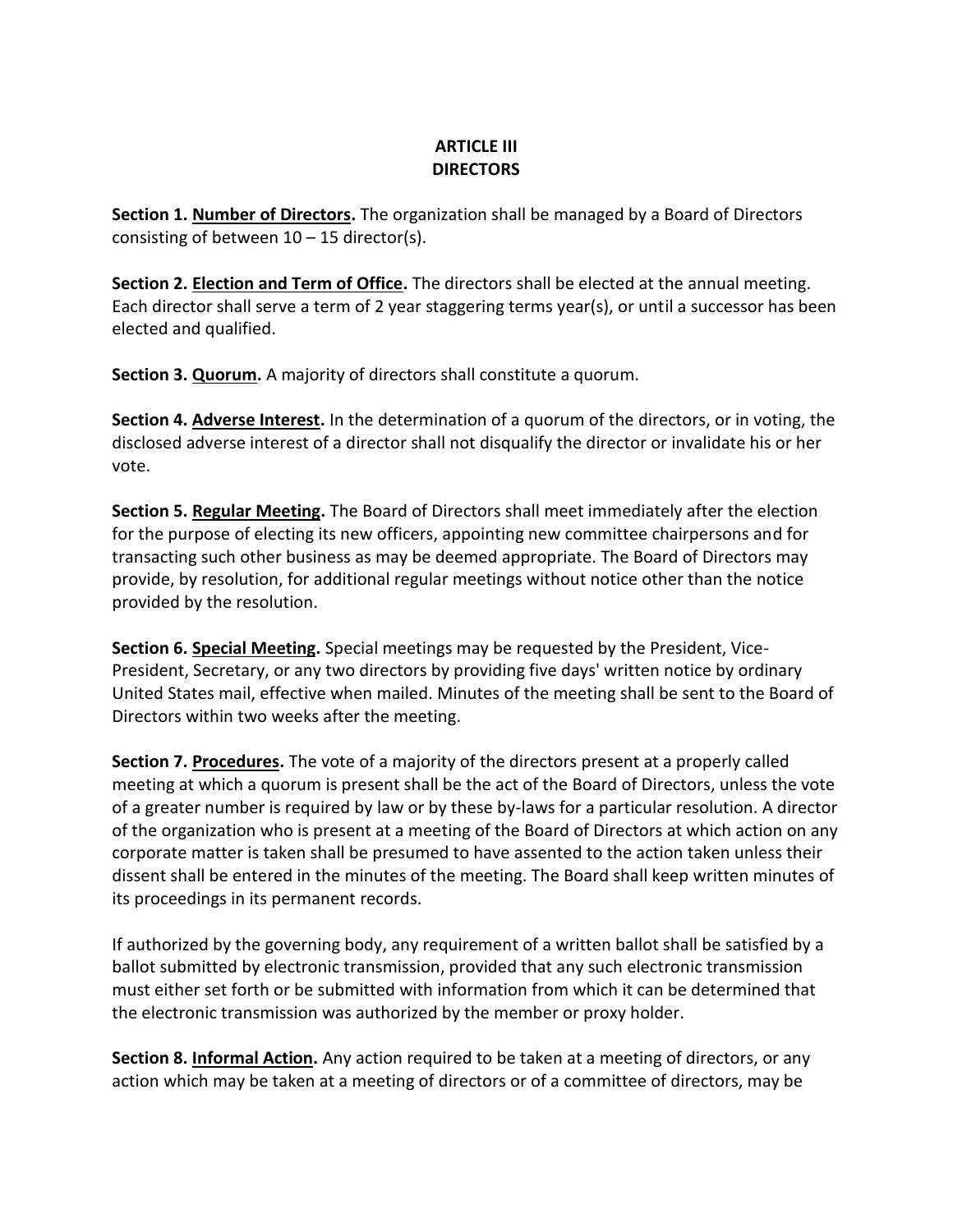## ARTICLE III
## DIRECTORS

**Section 1. Number of Directors.** The organization shall be managed by a Board of Directors consisting of between 10 – 15 director(s).

**Section 2. Election and Term of Office.** The directors shall be elected at the annual meeting. Each director shall serve a term of 2 year staggering terms year(s), or until a successor has been elected and qualified.

**Section 3. Quorum.** A majority of directors shall constitute a quorum.

**Section 4. Adverse Interest.** In the determination of a quorum of the directors, or in voting, the disclosed adverse interest of a director shall not disqualify the director or invalidate his or her vote.

**Section 5. Regular Meeting.** The Board of Directors shall meet immediately after the election for the purpose of electing its new officers, appointing new committee chairpersons and for transacting such other business as may be deemed appropriate. The Board of Directors may provide, by resolution, for additional regular meetings without notice other than the notice provided by the resolution.

**Section 6. Special Meeting.** Special meetings may be requested by the President, Vice-President, Secretary, or any two directors by providing five days' written notice by ordinary United States mail, effective when mailed. Minutes of the meeting shall be sent to the Board of Directors within two weeks after the meeting.

**Section 7. Procedures.** The vote of a majority of the directors present at a properly called meeting at which a quorum is present shall be the act of the Board of Directors, unless the vote of a greater number is required by law or by these by-laws for a particular resolution. A director of the organization who is present at a meeting of the Board of Directors at which action on any corporate matter is taken shall be presumed to have assented to the action taken unless their dissent shall be entered in the minutes of the meeting. The Board shall keep written minutes of its proceedings in its permanent records.

If authorized by the governing body, any requirement of a written ballot shall be satisfied by a ballot submitted by electronic transmission, provided that any such electronic transmission must either set forth or be submitted with information from which it can be determined that the electronic transmission was authorized by the member or proxy holder.

**Section 8. Informal Action.** Any action required to be taken at a meeting of directors, or any action which may be taken at a meeting of directors or of a committee of directors, may be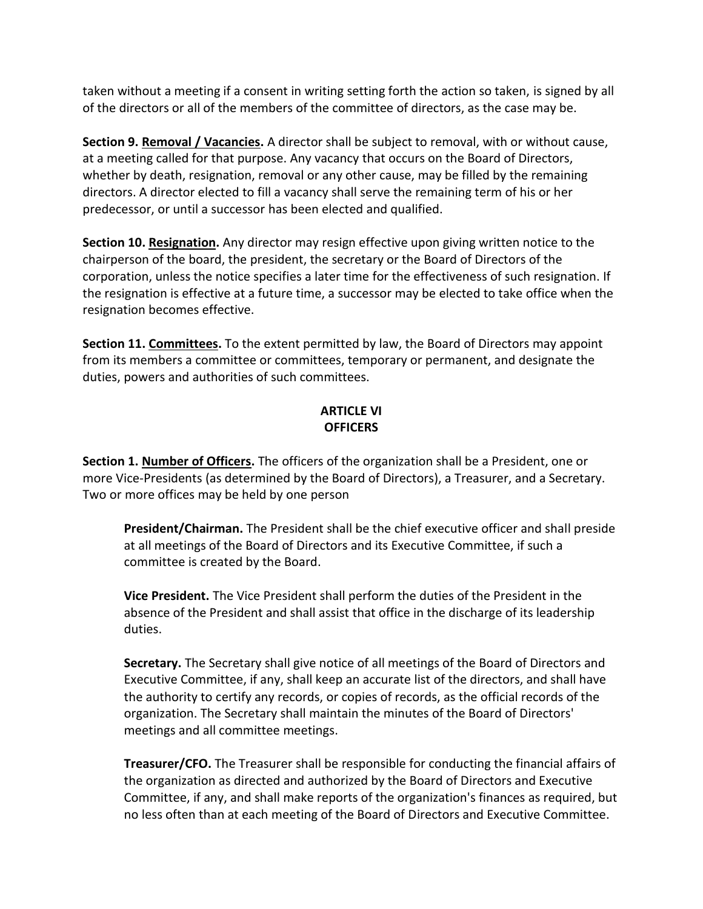taken without a meeting if a consent in writing setting forth the action so taken, is signed by all of the directors or all of the members of the committee of directors, as the case may be.

**Section 9. <u>Removal / Vacancies</u>.** A director shall be subject to removal, with or without cause, at a meeting called for that purpose. Any vacancy that occurs on the Board of Directors, whether by death, resignation, removal or any other cause, may be filled by the remaining directors. A director elected to fill a vacancy shall serve the remaining term of his or her predecessor, or until a successor has been elected and qualified.

**Section 10. <u>Resignation</u>.** Any director may resign effective upon giving written notice to the chairperson of the board, the president, the secretary or the Board of Directors of the corporation, unless the notice specifies a later time for the effectiveness of such resignation. If the resignation is effective at a future time, a successor may be elected to take office when the resignation becomes effective.

**Section 11. <u>Committees</u>.** To the extent permitted by law, the Board of Directors may appoint from its members a committee or committees, temporary or permanent, and designate the duties, powers and authorities of such committees.

## ARTICLE VI
## OFFICERS

**Section 1. <u>Number of Officers</u>.** The officers of the organization shall be a President, one or more Vice-Presidents (as determined by the Board of Directors), a Treasurer, and a Secretary. Two or more offices may be held by one person

> **President/Chairman.** The President shall be the chief executive officer and shall preside at all meetings of the Board of Directors and its Executive Committee, if such a committee is created by the Board.
>
> **Vice President.** The Vice President shall perform the duties of the President in the absence of the President and shall assist that office in the discharge of its leadership duties.
>
> **Secretary.** The Secretary shall give notice of all meetings of the Board of Directors and Executive Committee, if any, shall keep an accurate list of the directors, and shall have the authority to certify any records, or copies of records, as the official records of the organization. The Secretary shall maintain the minutes of the Board of Directors' meetings and all committee meetings.
>
> **Treasurer/CFO.** The Treasurer shall be responsible for conducting the financial affairs of the organization as directed and authorized by the Board of Directors and Executive Committee, if any, and shall make reports of the organization's finances as required, but no less often than at each meeting of the Board of Directors and Executive Committee.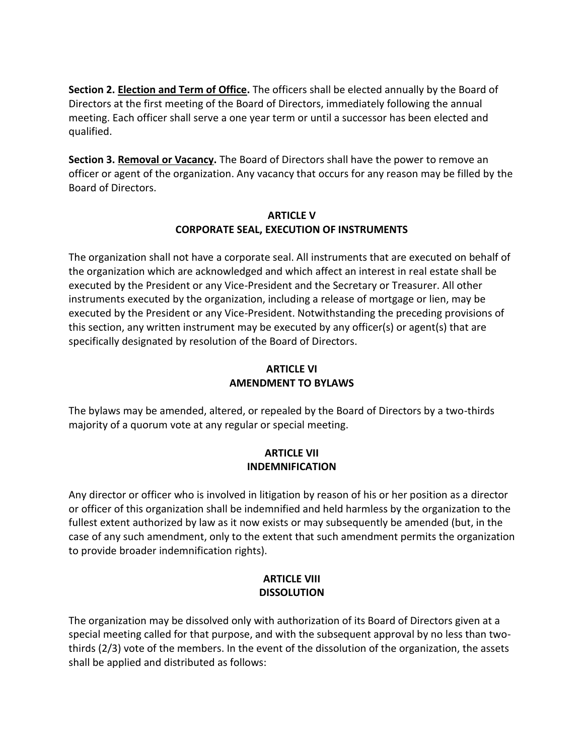**Section 2. <u>Election and Term of Office</u>.** The officers shall be elected annually by the Board of Directors at the first meeting of the Board of Directors, immediately following the annual meeting. Each officer shall serve a one year term or until a successor has been elected and qualified.

**Section 3. <u>Removal or Vacancy</u>.** The Board of Directors shall have the power to remove an officer or agent of the organization. Any vacancy that occurs for any reason may be filled by the Board of Directors.

## ARTICLE V
## CORPORATE SEAL, EXECUTION OF INSTRUMENTS

The organization shall not have a corporate seal. All instruments that are executed on behalf of the organization which are acknowledged and which affect an interest in real estate shall be executed by the President or any Vice-President and the Secretary or Treasurer. All other instruments executed by the organization, including a release of mortgage or lien, may be executed by the President or any Vice-President. Notwithstanding the preceding provisions of this section, any written instrument may be executed by any officer(s) or agent(s) that are specifically designated by resolution of the Board of Directors.

## ARTICLE VI
## AMENDMENT TO BYLAWS

The bylaws may be amended, altered, or repealed by the Board of Directors by a two-thirds majority of a quorum vote at any regular or special meeting.

## ARTICLE VII
## INDEMNIFICATION

Any director or officer who is involved in litigation by reason of his or her position as a director or officer of this organization shall be indemnified and held harmless by the organization to the fullest extent authorized by law as it now exists or may subsequently be amended (but, in the case of any such amendment, only to the extent that such amendment permits the organization to provide broader indemnification rights).

## ARTICLE VIII
## DISSOLUTION

The organization may be dissolved only with authorization of its Board of Directors given at a special meeting called for that purpose, and with the subsequent approval by no less than two-thirds (2/3) vote of the members. In the event of the dissolution of the organization, the assets shall be applied and distributed as follows: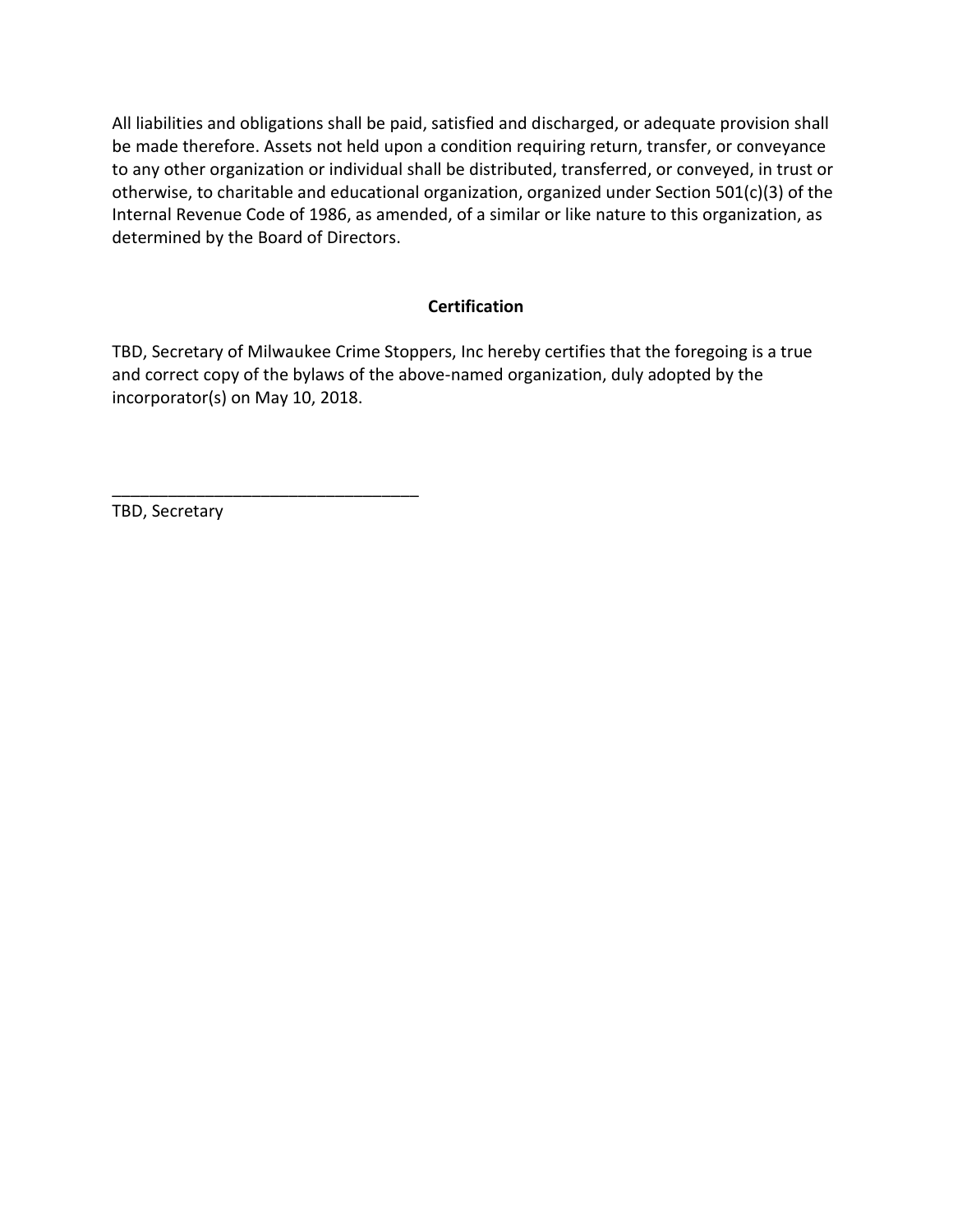All liabilities and obligations shall be paid, satisfied and discharged, or adequate provision shall be made therefore. Assets not held upon a condition requiring return, transfer, or conveyance to any other organization or individual shall be distributed, transferred, or conveyed, in trust or otherwise, to charitable and educational organization, organized under Section 501(c)(3) of the Internal Revenue Code of 1986, as amended, of a similar or like nature to this organization, as determined by the Board of Directors.

**Certification**

TBD, Secretary of Milwaukee Crime Stoppers, Inc hereby certifies that the foregoing is a true and correct copy of the bylaws of the above-named organization, duly adopted by the incorporator(s) on May 10, 2018.

__________________________________

TBD, Secretary